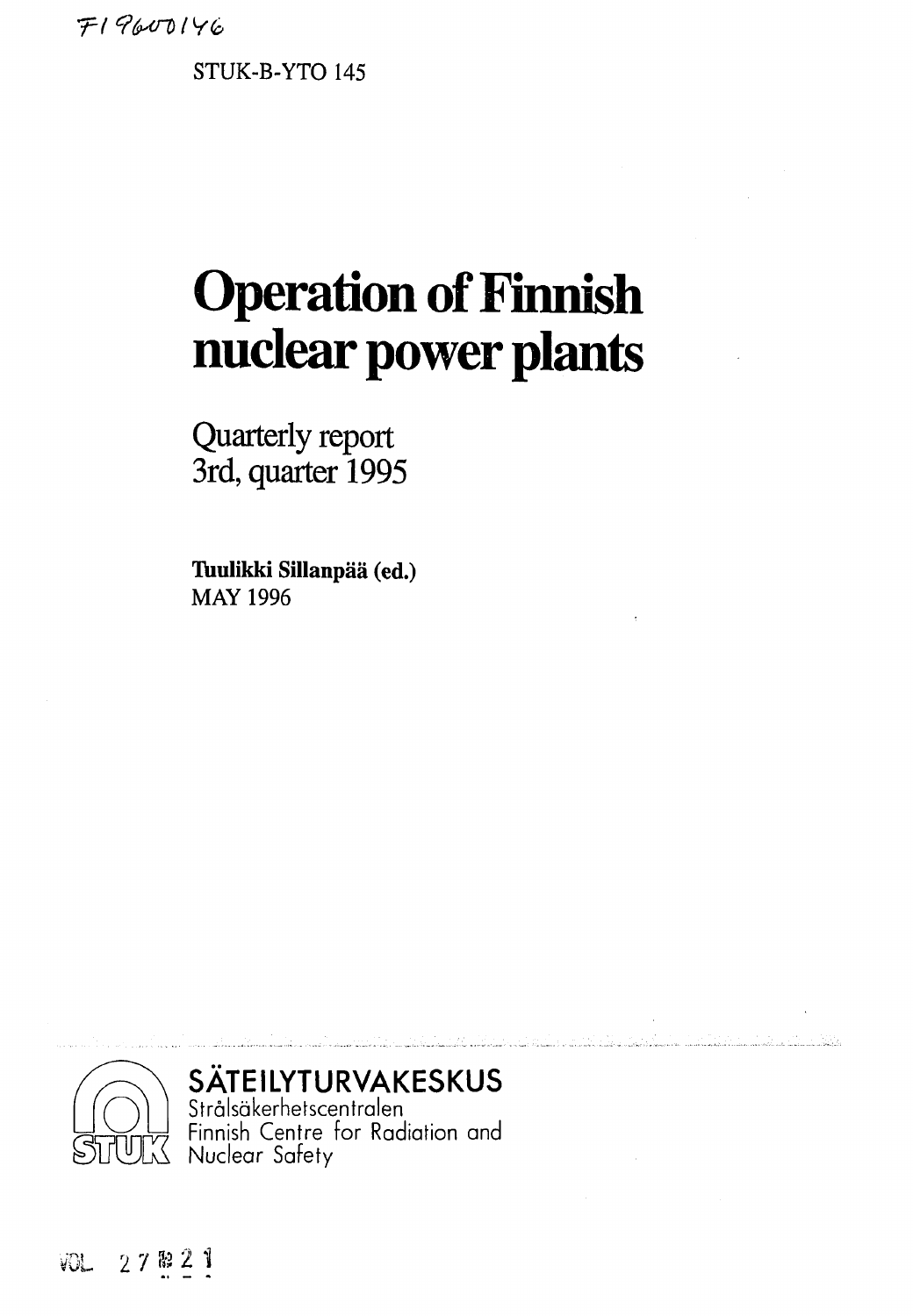FI9600146

STUK-B-YTO 145

# Operation of Finnish nuclear power plants

## Quarterly report 3rd, quarter 1995

**Tuulikki Sillanpää (ed.)**
MAY 1996

**SÄTEILYTURVAKESKUS**
Strålsäkerhetscentralen
Finnish Centre for Radiation and Nuclear Safety

VOL 27 № 21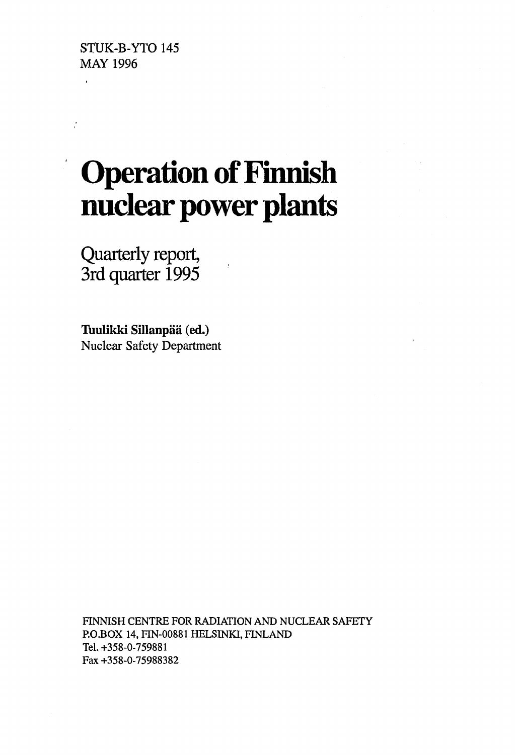STUK-B-YTO 145
MAY 1996

# Operation of Finnish nuclear power plants

## Quarterly report, 3rd quarter 1995

**Tuulikki Sillanpää (ed.)**
Nuclear Safety Department

FINNISH CENTRE FOR RADIATION AND NUCLEAR SAFETY
P.O.BOX 14, FIN-00881 HELSINKI, FINLAND
Tel. +358-0-759881
Fax +358-0-75988382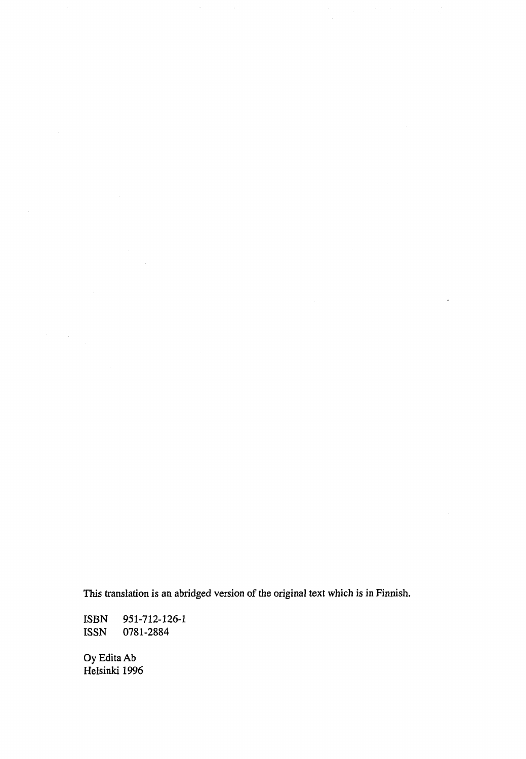This translation is an abridged version of the original text which is in Finnish.

ISBN 951-712-126-1
ISSN 0781-2884

Oy Edita Ab
Helsinki 1996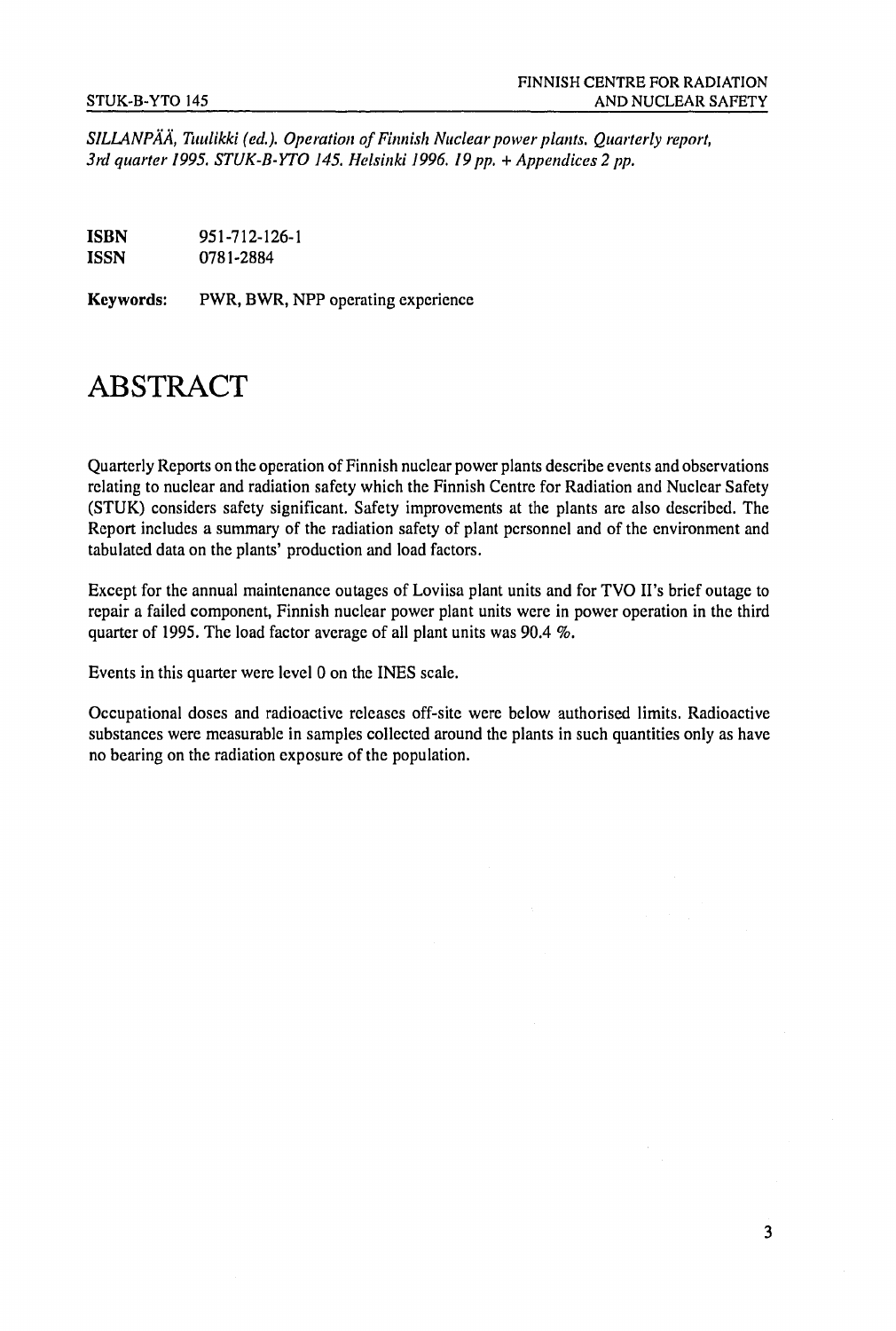*SILLANPÄÄ, Tuulikki (ed.). Operation of Finnish Nuclear power plants. Quarterly report, 3rd quarter 1995. STUK-B-YTO 145. Helsinki 1996. 19 pp. + Appendices 2 pp.*

**ISBN** 951-712-126-1
**ISSN** 0781-2884

**Keywords:** PWR, BWR, NPP operating experience

# ABSTRACT

Quarterly Reports on the operation of Finnish nuclear power plants describe events and observations relating to nuclear and radiation safety which the Finnish Centre for Radiation and Nuclear Safety (STUK) considers safety significant. Safety improvements at the plants are also described. The Report includes a summary of the radiation safety of plant personnel and of the environment and tabulated data on the plants' production and load factors.

Except for the annual maintenance outages of Loviisa plant units and for TVO II's brief outage to repair a failed component, Finnish nuclear power plant units were in power operation in the third quarter of 1995. The load factor average of all plant units was 90.4 %.

Events in this quarter were level 0 on the INES scale.

Occupational doses and radioactive releases off-site were below authorised limits. Radioactive substances were measurable in samples collected around the plants in such quantities only as have no bearing on the radiation exposure of the population.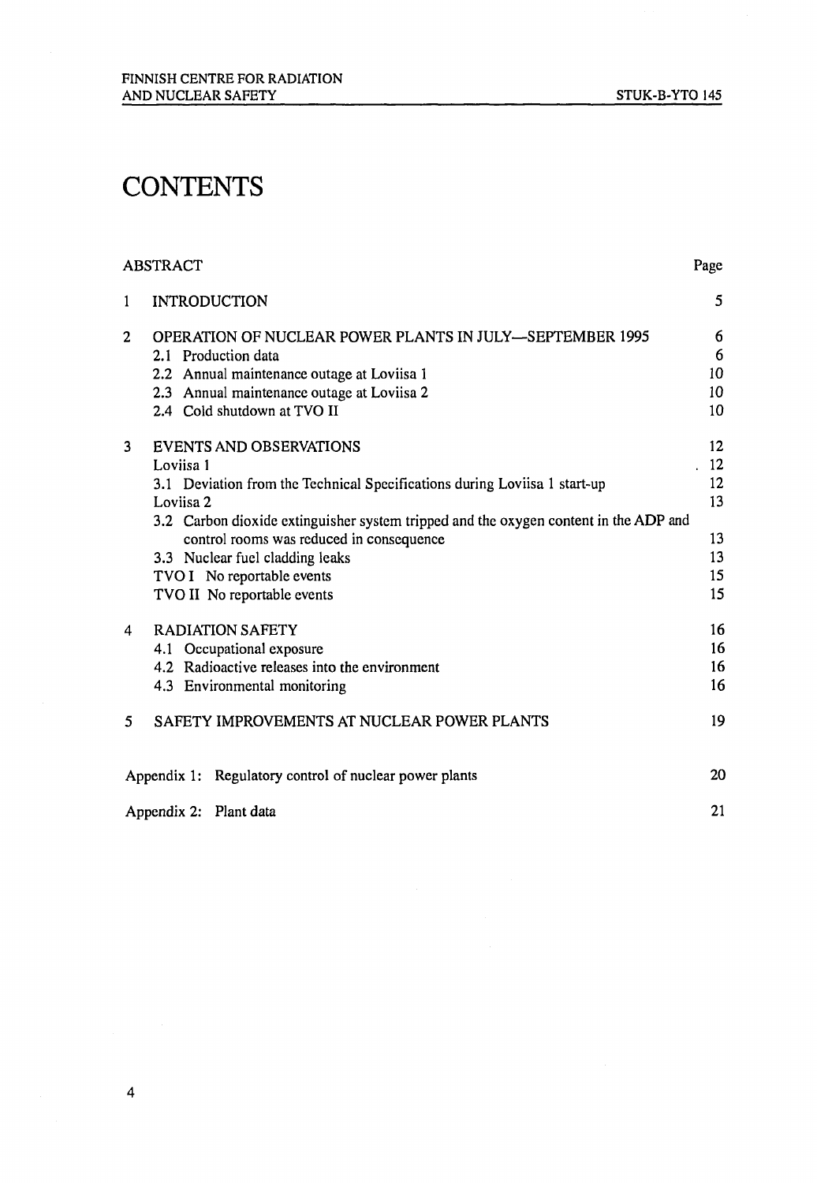# CONTENTS

| | | Page |
|---|---|---|
| | ABSTRACT | |
| 1 | INTRODUCTION | 5 |
| 2 | OPERATION OF NUCLEAR POWER PLANTS IN JULY—SEPTEMBER 1995 | 6 |
| | 2.1 Production data | 6 |
| | 2.2 Annual maintenance outage at Loviisa 1 | 10 |
| | 2.3 Annual maintenance outage at Loviisa 2 | 10 |
| | 2.4 Cold shutdown at TVO II | 10 |
| 3 | EVENTS AND OBSERVATIONS | 12 |
| | Loviisa 1 | 12 |
| | 3.1 Deviation from the Technical Specifications during Loviisa 1 start-up | 12 |
| | Loviisa 2 | 13 |
| | 3.2 Carbon dioxide extinguisher system tripped and the oxygen content in the ADP and control rooms was reduced in consequence | 13 |
| | 3.3 Nuclear fuel cladding leaks | 13 |
| | TVO I No reportable events | 15 |
| | TVO II No reportable events | 15 |
| 4 | RADIATION SAFETY | 16 |
| | 4.1 Occupational exposure | 16 |
| | 4.2 Radioactive releases into the environment | 16 |
| | 4.3 Environmental monitoring | 16 |
| 5 | SAFETY IMPROVEMENTS AT NUCLEAR POWER PLANTS | 19 |
| | Appendix 1: Regulatory control of nuclear power plants | 20 |
| | Appendix 2: Plant data | 21 |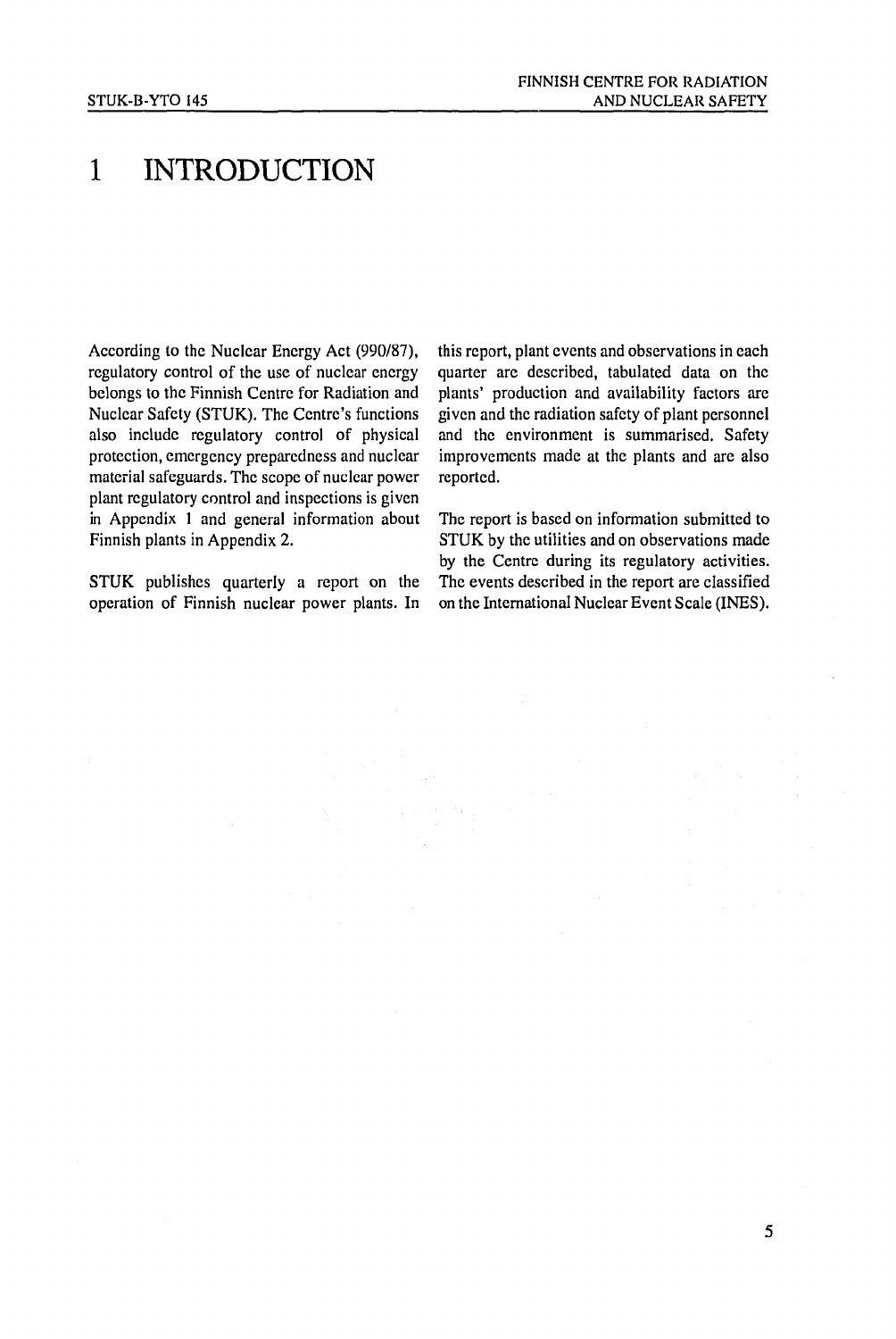# 1 INTRODUCTION

According to the Nuclear Energy Act (990/87), regulatory control of the use of nuclear energy belongs to the Finnish Centre for Radiation and Nuclear Safety (STUK). The Centre's functions also include regulatory control of physical protection, emergency preparedness and nuclear material safeguards. The scope of nuclear power plant regulatory control and inspections is given in Appendix 1 and general information about Finnish plants in Appendix 2.

STUK publishes quarterly a report on the operation of Finnish nuclear power plants. In this report, plant events and observations in each quarter are described, tabulated data on the plants' production and availability factors are given and the radiation safety of plant personnel and the environment is summarised. Safety improvements made at the plants and are also reported.

The report is based on information submitted to STUK by the utilities and on observations made by the Centre during its regulatory activities. The events described in the report are classified on the International Nuclear Event Scale (INES).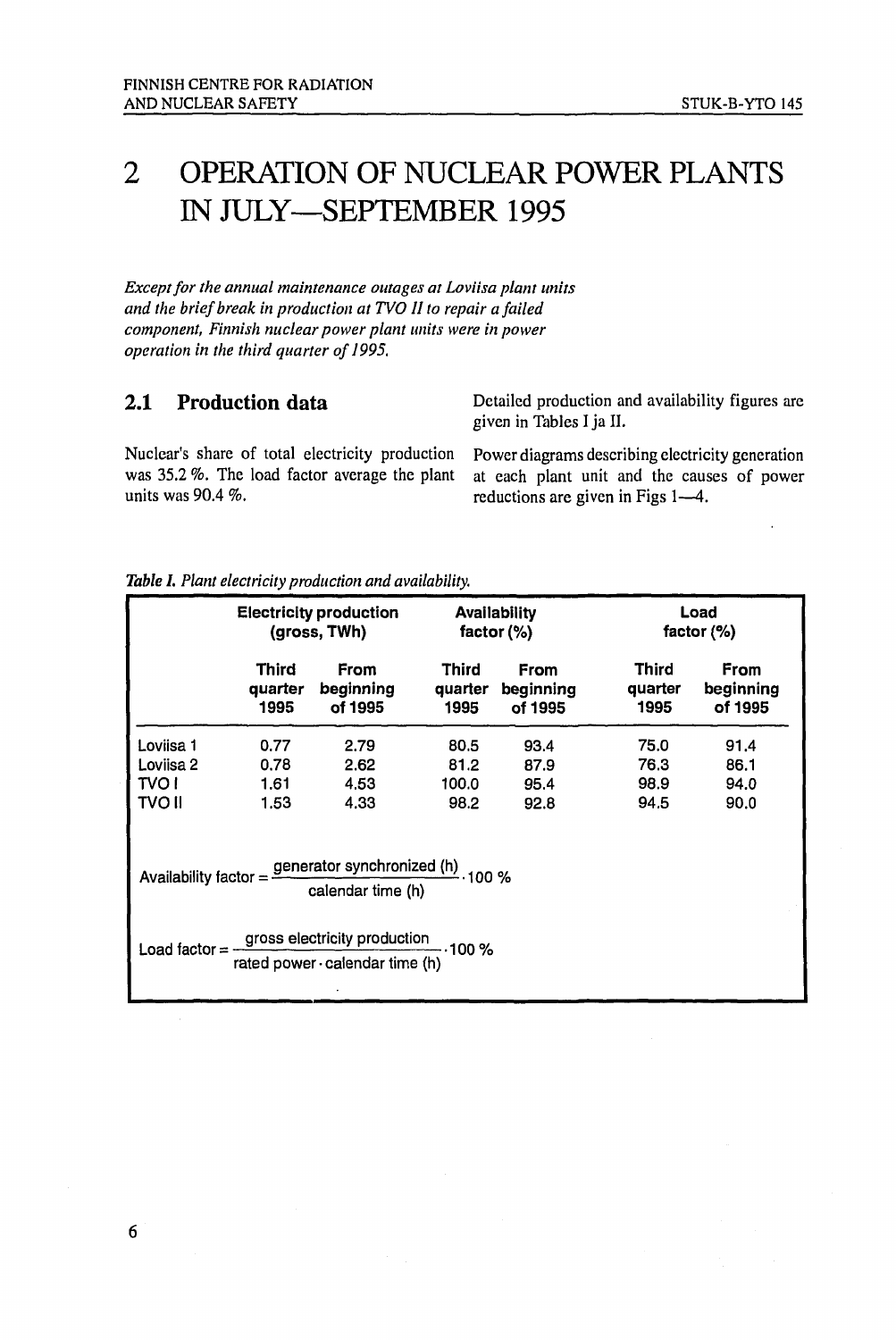# 2 OPERATION OF NUCLEAR POWER PLANTS IN JULY—SEPTEMBER 1995

*Except for the annual maintenance outages at Loviisa plant units and the brief break in production at TVO II to repair a failed component, Finnish nuclear power plant units were in power operation in the third quarter of 1995.*

## 2.1 Production data

Nuclear's share of total electricity production was 35.2 %. The load factor average the plant units was 90.4 %.

Detailed production and availability figures are given in Tables I ja II.

Power diagrams describing electricity generation at each plant unit and the causes of power reductions are given in Figs 1—4.

***Table I.*** *Plant electricity production and availability.*

| | Electricity production (gross, TWh) | | Availability factor (%) | | Load factor (%) | |
|---|---|---|---|---|---|---|
| | Third quarter 1995 | From beginning of 1995 | Third quarter 1995 | From beginning of 1995 | Third quarter 1995 | From beginning of 1995 |
| Loviisa 1 | 0.77 | 2.79 | 80.5 | 93.4 | 75.0 | 91.4 |
| Loviisa 2 | 0.78 | 2.62 | 81.2 | 87.9 | 76.3 | 86.1 |
| TVO I | 1.61 | 4.53 | 100.0 | 95.4 | 98.9 | 94.0 |
| TVO II | 1.53 | 4.33 | 98.2 | 92.8 | 94.5 | 90.0 |

$$\text{Availability factor} = \frac{\text{generator synchronized (h)}}{\text{calendar time (h)}} \cdot 100\ \%$$

$$\text{Load factor} = \frac{\text{gross electricity production}}{\text{rated power} \cdot \text{calendar time (h)}} \cdot 100\ \%$$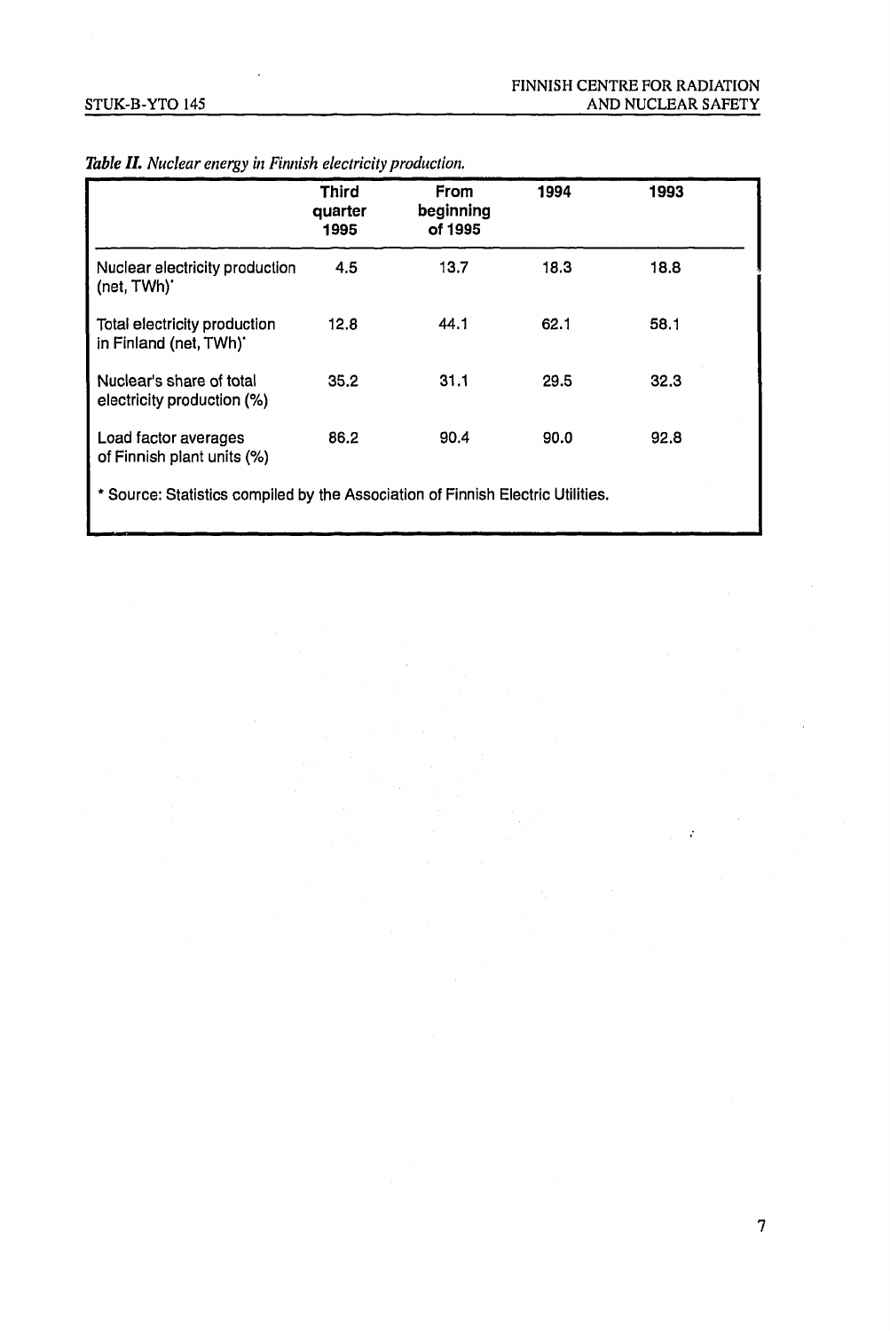*Table II. Nuclear energy in Finnish electricity production.*

| | Third quarter 1995 | From beginning of 1995 | 1994 | 1993 |
|---|---|---|---|---|
| Nuclear electricity production (net, TWh)* | 4.5 | 13.7 | 18.3 | 18.8 |
| Total electricity production in Finland (net, TWh)* | 12.8 | 44.1 | 62.1 | 58.1 |
| Nuclear's share of total electricity production (%) | 35.2 | 31.1 | 29.5 | 32.3 |
| Load factor averages of Finnish plant units (%) | 86.2 | 90.4 | 90.0 | 92.8 |

* Source: Statistics compiled by the Association of Finnish Electric Utilities.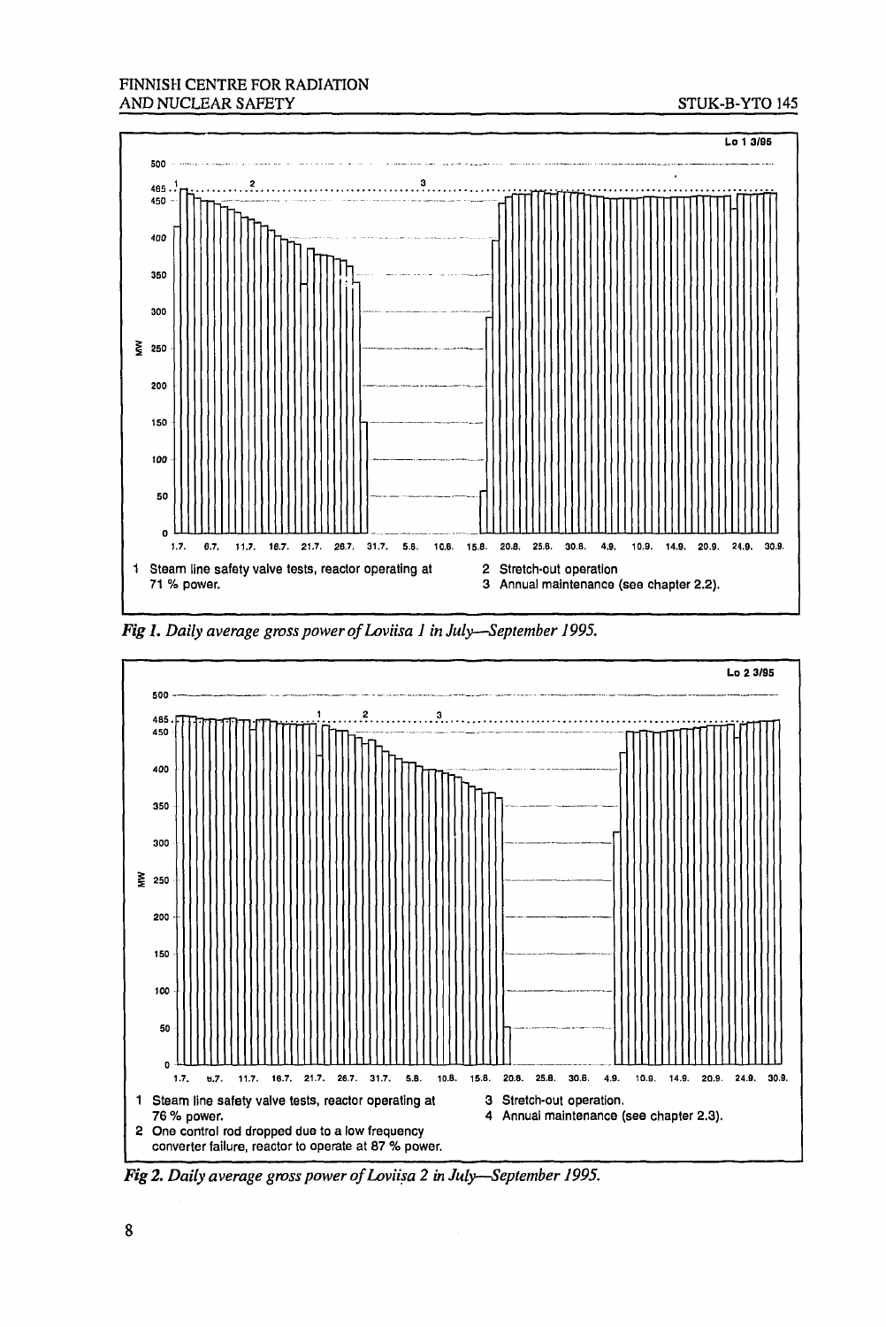Lo 1 3/95

1 Steam line safety valve tests, reactor operating at 71 % power.

2 Stretch-out operation

3 Annual maintenance (see chapter 2.2).

*Fig 1. Daily average gross power of Loviisa 1 in July—September 1995.*

Lo 2 3/95

1 Steam line safety valve tests, reactor operating at 76 % power.

2 One control rod dropped due to a low frequency converter failure, reactor to operate at 87 % power.

3 Stretch-out operation.

4 Annual maintenance (see chapter 2.3).

*Fig 2. Daily average gross power of Loviisa 2 in July—September 1995.*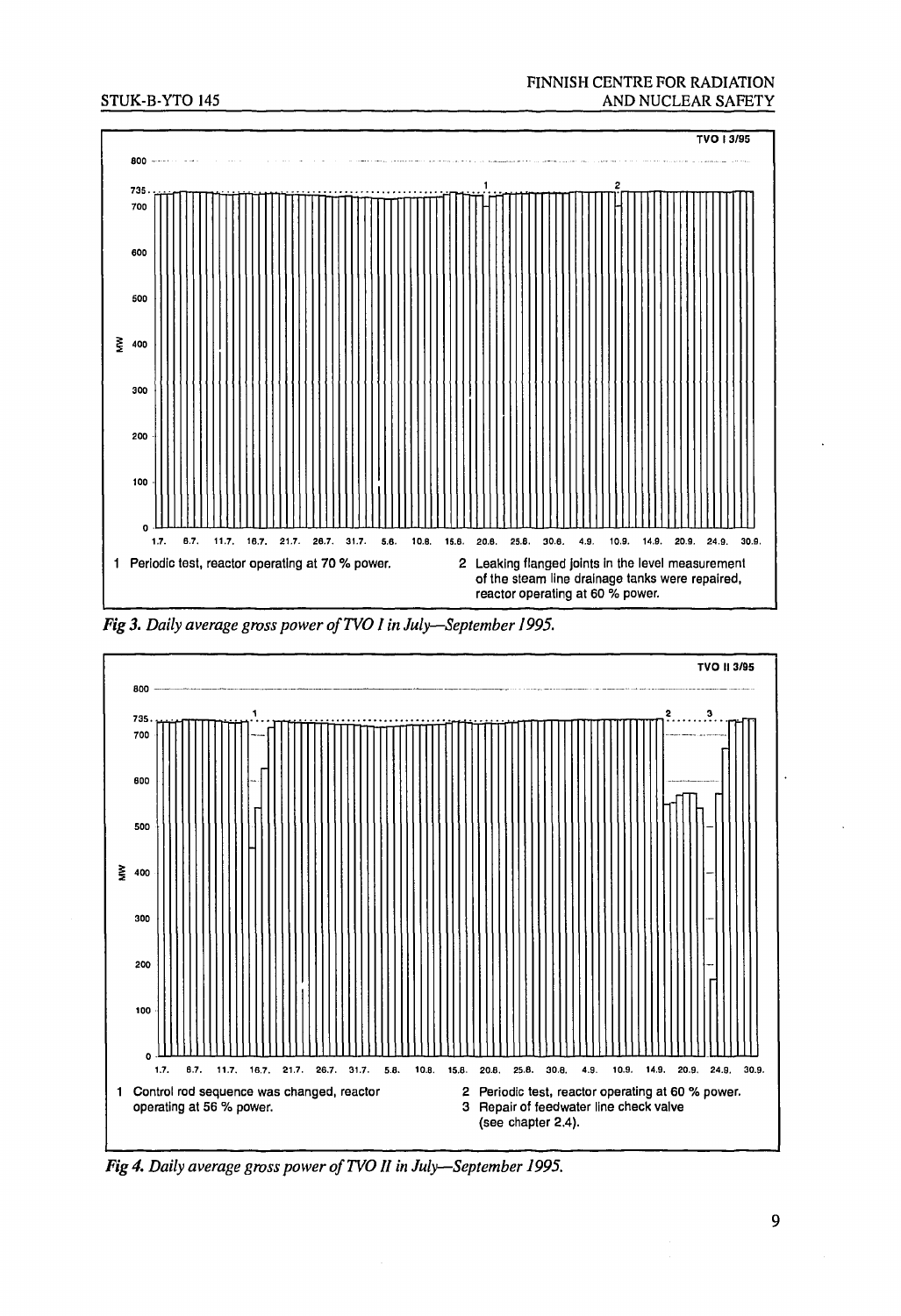TVO I 3/95

1 Periodic test, reactor operating at 70 % power.

2 Leaking flanged joints in the level measurement of the steam line drainage tanks were repaired, reactor operating at 60 % power.

*Fig 3. Daily average gross power of TVO I in July—September 1995.*

TVO II 3/95

1 Control rod sequence was changed, reactor operating at 56 % power.

2 Periodic test, reactor operating at 60 % power.

3 Repair of feedwater line check valve (see chapter 2.4).

*Fig 4. Daily average gross power of TVO II in July—September 1995.*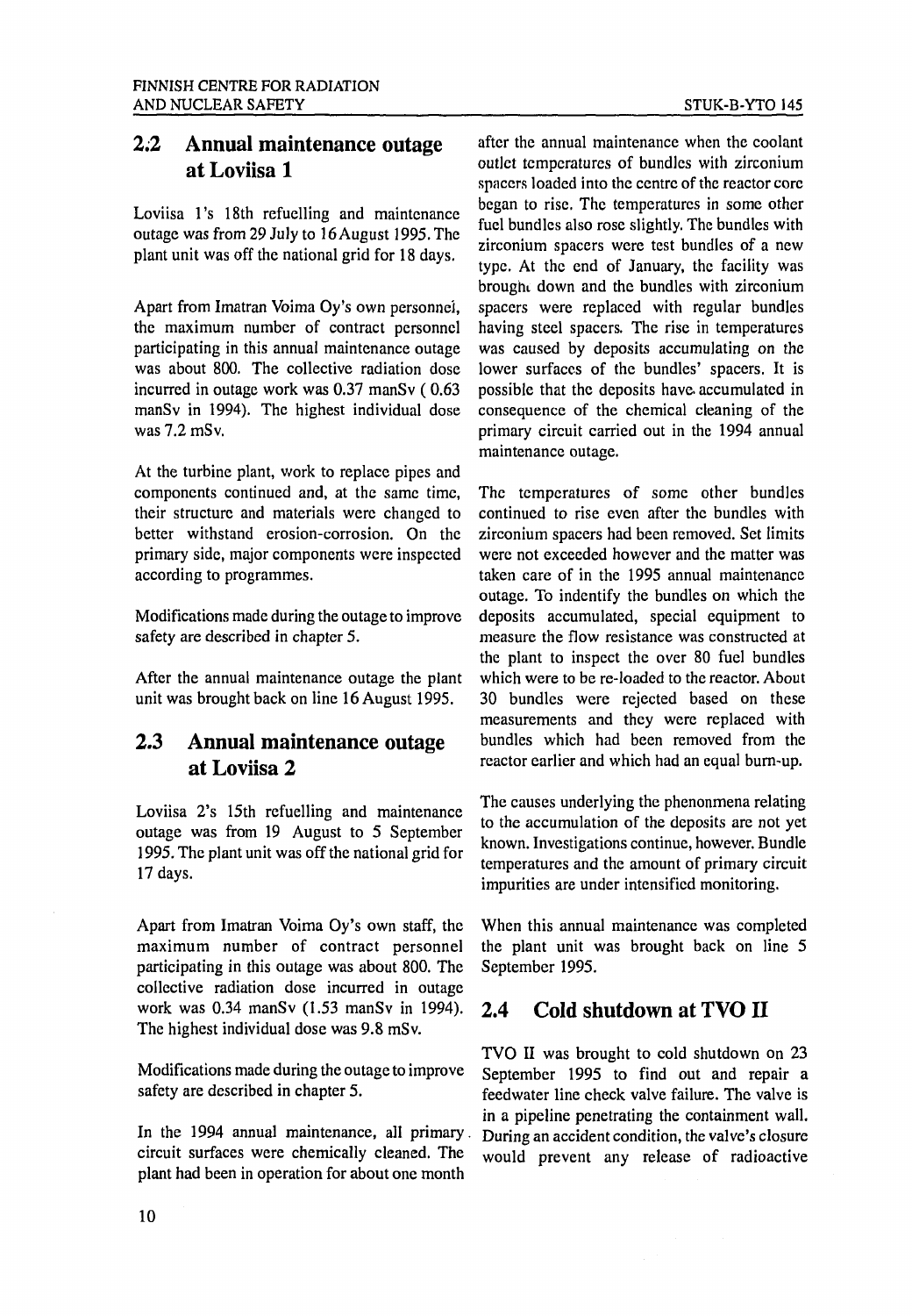## 2.2 Annual maintenance outage at Loviisa 1

Loviisa 1's 18th refuelling and maintenance outage was from 29 July to 16 August 1995. The plant unit was off the national grid for 18 days.

Apart from Imatran Voima Oy's own personnel, the maximum number of contract personnel participating in this annual maintenance outage was about 800. The collective radiation dose incurred in outage work was 0.37 manSv ( 0.63 manSv in 1994). The highest individual dose was 7.2 mSv.

At the turbine plant, work to replace pipes and components continued and, at the same time, their structure and materials were changed to better withstand erosion-corrosion. On the primary side, major components were inspected according to programmes.

Modifications made during the outage to improve safety are described in chapter 5.

After the annual maintenance outage the plant unit was brought back on line 16 August 1995.

## 2.3 Annual maintenance outage at Loviisa 2

Loviisa 2's 15th refuelling and maintenance outage was from 19 August to 5 September 1995. The plant unit was off the national grid for 17 days.

Apart from Imatran Voima Oy's own staff, the maximum number of contract personnel participating in this outage was about 800. The collective radiation dose incurred in outage work was 0.34 manSv (1.53 manSv in 1994). The highest individual dose was 9.8 mSv.

Modifications made during the outage to improve safety are described in chapter 5.

In the 1994 annual maintenance, all primary circuit surfaces were chemically cleaned. The plant had been in operation for about one month after the annual maintenance when the coolant outlet temperatures of bundles with zirconium spacers loaded into the centre of the reactor core began to rise. The temperatures in some other fuel bundles also rose slightly. The bundles with zirconium spacers were test bundles of a new type. At the end of January, the facility was brought down and the bundles with zirconium spacers were replaced with regular bundles having steel spacers. The rise in temperatures was caused by deposits accumulating on the lower surfaces of the bundles' spacers. It is possible that the deposits have accumulated in consequence of the chemical cleaning of the primary circuit carried out in the 1994 annual maintenance outage.

The temperatures of some other bundles continued to rise even after the bundles with zirconium spacers had been removed. Set limits were not exceeded however and the matter was taken care of in the 1995 annual maintenance outage. To indentify the bundles on which the deposits accumulated, special equipment to measure the flow resistance was constructed at the plant to inspect the over 80 fuel bundles which were to be re-loaded to the reactor. About 30 bundles were rejected based on these measurements and they were replaced with bundles which had been removed from the reactor earlier and which had an equal burn-up.

The causes underlying the phenonmena relating to the accumulation of the deposits are not yet known. Investigations continue, however. Bundle temperatures and the amount of primary circuit impurities are under intensified monitoring.

When this annual maintenance was completed the plant unit was brought back on line 5 September 1995.

## 2.4 Cold shutdown at TVO II

TVO II was brought to cold shutdown on 23 September 1995 to find out and repair a feedwater line check valve failure. The valve is in a pipeline penetrating the containment wall. During an accident condition, the valve's closure would prevent any release of radioactive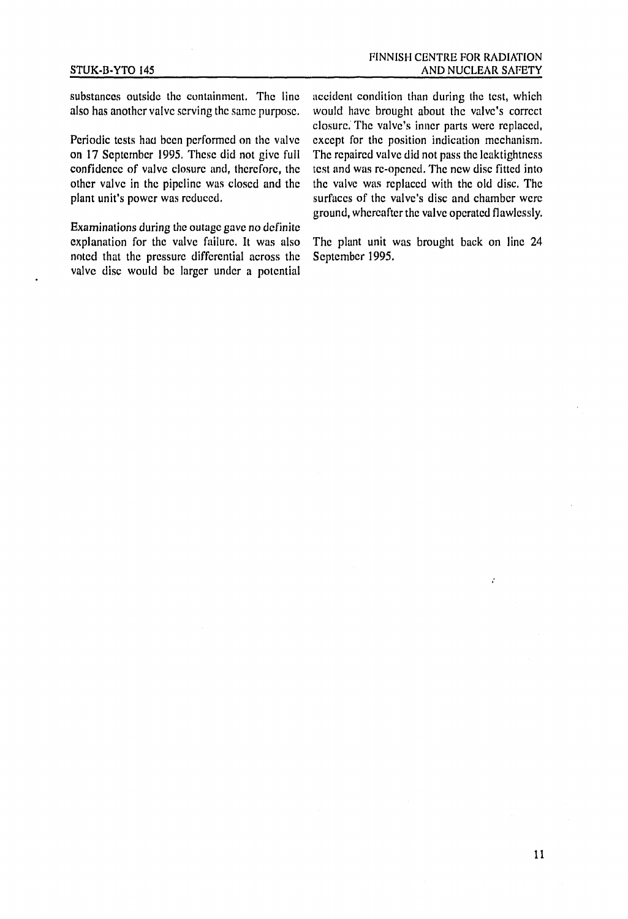substances outside the containment. The line also has another valve serving the same purpose.

Periodic tests had been performed on the valve on 17 September 1995. These did not give full confidence of valve closure and, therefore, the other valve in the pipeline was closed and the plant unit's power was reduced.

Examinations during the outage gave no definite explanation for the valve failure. It was also noted that the pressure differential across the valve disc would be larger under a potential accident condition than during the test, which would have brought about the valve's correct closure. The valve's inner parts were replaced, except for the position indication mechanism. The repaired valve did not pass the leaktightness test and was re-opened. The new disc fitted into the valve was replaced with the old disc. The surfaces of the valve's disc and chamber were ground, whereafter the valve operated flawlessly.

The plant unit was brought back on line 24 September 1995.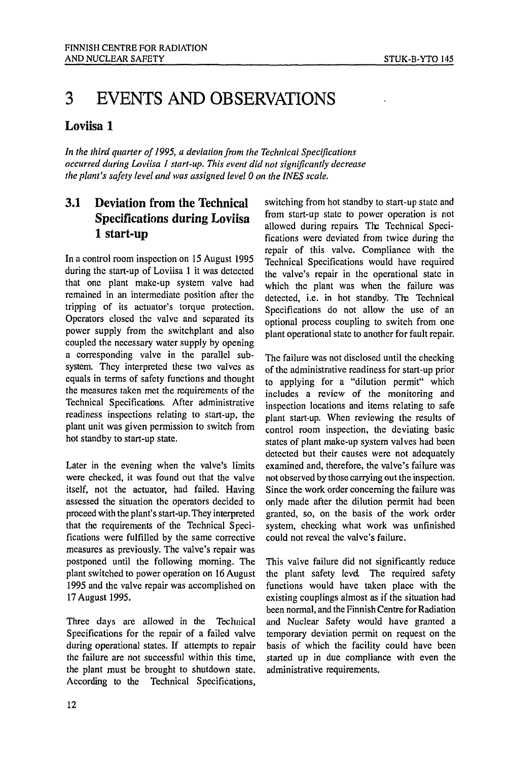# 3 EVENTS AND OBSERVATIONS

## Loviisa 1

*In the third quarter of 1995, a deviation from the Technical Specifications occurred during Loviisa 1 start-up. This event did not significantly decrease the plant's safety level and was assigned level 0 on the INES scale.*

### 3.1 Deviation from the Technical Specifications during Loviisa 1 start-up

In a control room inspection on 15 August 1995 during the start-up of Loviisa 1 it was detected that one plant make-up system valve had remained in an intermediate position after the tripping of its actuator's torque protection. Operators closed the valve and separated its power supply from the switchplant and also coupled the necessary water supply by opening a corresponding valve in the parallel sub-system. They interpreted these two valves as equals in terms of safety functions and thought the measures taken met the requirements of the Technical Specifications. After administrative readiness inspections relating to start-up, the plant unit was given permission to switch from hot standby to start-up state.

Later in the evening when the valve's limits were checked, it was found out that the valve itself, not the actuator, had failed. Having assessed the situation the operators decided to proceed with the plant's start-up. They interpreted that the requirements of the Technical Specifications were fulfilled by the same corrective measures as previously. The valve's repair was postponed until the following morning. The plant switched to power operation on 16 August 1995 and the valve repair was accomplished on 17 August 1995.

Three days are allowed in the Technical Specifications for the repair of a failed valve during operational states. If attempts to repair the failure are not successful within this time, the plant must be brought to shutdown state. According to the Technical Specifications, switching from hot standby to start-up state and from start-up state to power operation is not allowed during repairs. The Technical Specifications were deviated from twice during the repair of this valve. Compliance with the Technical Specifications would have required the valve's repair in the operational state in which the plant was when the failure was detected, i.e. in hot standby. The Technical Specifications do not allow the use of an optional process coupling to switch from one plant operational state to another for fault repair.

The failure was not disclosed until the checking of the administrative readiness for start-up prior to applying for a "dilution permit" which includes a review of the monitoring and inspection locations and items relating to safe plant start-up. When reviewing the results of control room inspection, the deviating basic states of plant make-up system valves had been detected but their causes were not adequately examined and, therefore, the valve's failure was not observed by those carrying out the inspection. Since the work order concerning the failure was only made after the dilution permit had been granted, so, on the basis of the work order system, checking what work was unfinished could not reveal the valve's failure.

This valve failure did not significantly reduce the plant safety level. The required safety functions would have taken place with the existing couplings almost as if the situation had been normal, and the Finnish Centre for Radiation and Nuclear Safety would have granted a temporary deviation permit on request on the basis of which the facility could have been started up in due compliance with even the administrative requirements.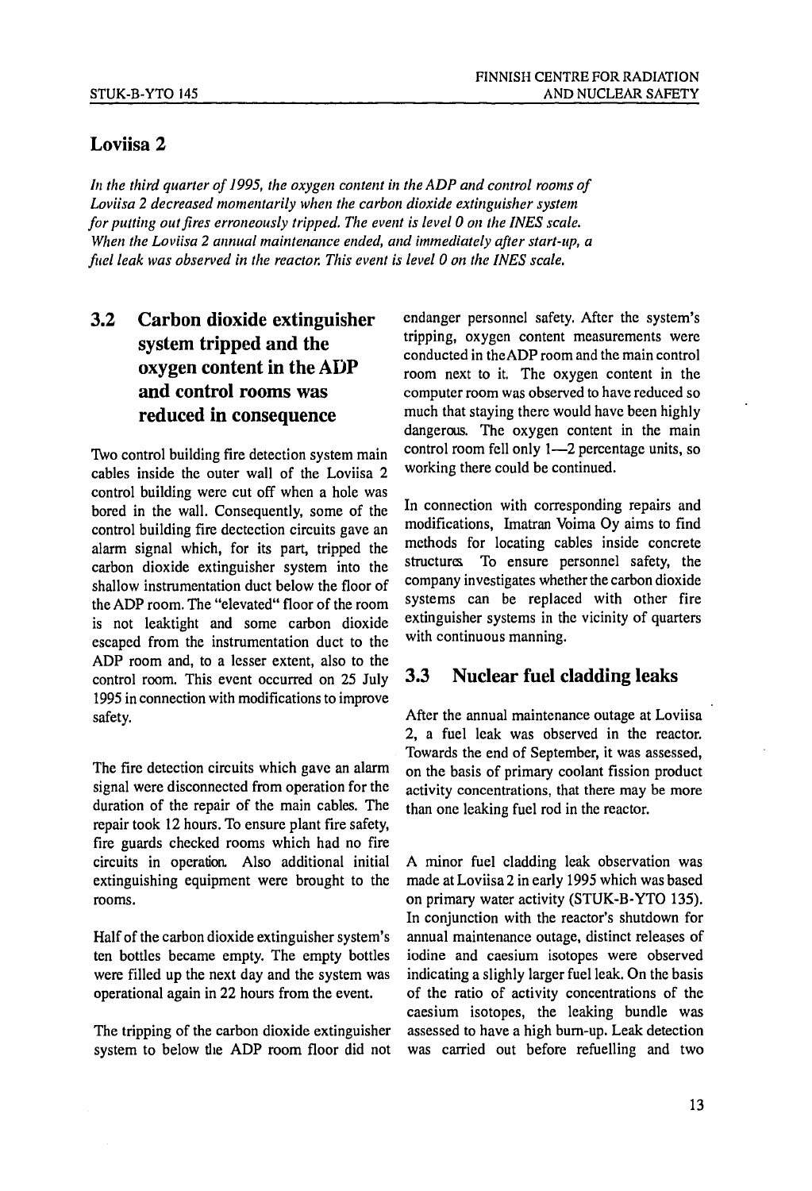## Loviisa 2

*In the third quarter of 1995, the oxygen content in the ADP and control rooms of Loviisa 2 decreased momentarily when the carbon dioxide extinguisher system for putting out fires erroneously tripped. The event is level 0 on the INES scale. When the Loviisa 2 annual maintenance ended, and immediately after start-up, a fuel leak was observed in the reactor. This event is level 0 on the INES scale.*

## 3.2 Carbon dioxide extinguisher system tripped and the oxygen content in the ADP and control rooms was reduced in consequence

Two control building fire detection system main cables inside the outer wall of the Loviisa 2 control building were cut off when a hole was bored in the wall. Consequently, some of the control building fire dectection circuits gave an alarm signal which, for its part, tripped the carbon dioxide extinguisher system into the shallow instrumentation duct below the floor of the ADP room. The "elevated" floor of the room is not leaktight and some carbon dioxide escaped from the instrumentation duct to the ADP room and, to a lesser extent, also to the control room. This event occurred on 25 July 1995 in connection with modifications to improve safety.

The fire detection circuits which gave an alarm signal were disconnected from operation for the duration of the repair of the main cables. The repair took 12 hours. To ensure plant fire safety, fire guards checked rooms which had no fire circuits in operation. Also additional initial extinguishing equipment were brought to the rooms.

Half of the carbon dioxide extinguisher system's ten bottles became empty. The empty bottles were filled up the next day and the system was operational again in 22 hours from the event.

The tripping of the carbon dioxide extinguisher system to below the ADP room floor did not endanger personnel safety. After the system's tripping, oxygen content measurements were conducted in the ADP room and the main control room next to it. The oxygen content in the computer room was observed to have reduced so much that staying there would have been highly dangerous. The oxygen content in the main control room fell only 1—2 percentage units, so working there could be continued.

In connection with corresponding repairs and modifications, Imatran Voima Oy aims to find methods for locating cables inside concrete structures. To ensure personnel safety, the company investigates whether the carbon dioxide systems can be replaced with other fire extinguisher systems in the vicinity of quarters with continuous manning.

## 3.3 Nuclear fuel cladding leaks

After the annual maintenance outage at Loviisa 2, a fuel leak was observed in the reactor. Towards the end of September, it was assessed, on the basis of primary coolant fission product activity concentrations, that there may be more than one leaking fuel rod in the reactor.

A minor fuel cladding leak observation was made at Loviisa 2 in early 1995 which was based on primary water activity (STUK-B-YTO 135). In conjunction with the reactor's shutdown for annual maintenance outage, distinct releases of iodine and caesium isotopes were observed indicating a slighly larger fuel leak. On the basis of the ratio of activity concentrations of the caesium isotopes, the leaking bundle was assessed to have a high burn-up. Leak detection was carried out before refuelling and two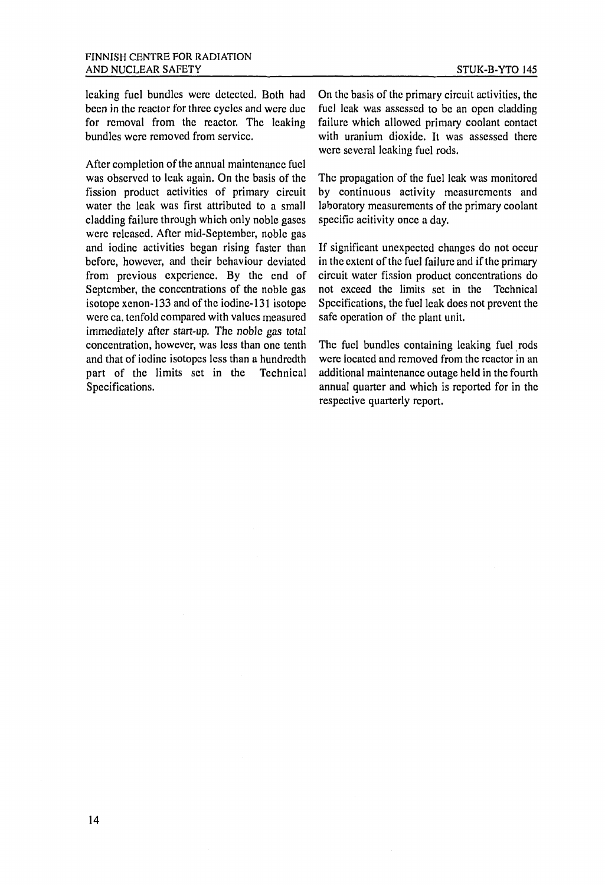leaking fuel bundles were detected. Both had been in the reactor for three cycles and were due for removal from the reactor. The leaking bundles were removed from service.

After completion of the annual maintenance fuel was observed to leak again. On the basis of the fission product activities of primary circuit water the leak was first attributed to a small cladding failure through which only noble gases were released. After mid-September, noble gas and iodine activities began rising faster than before, however, and their behaviour deviated from previous experience. By the end of September, the concentrations of the noble gas isotope xenon-133 and of the iodine-131 isotope were ca. tenfold compared with values measured immediately after start-up. The noble gas total concentration, however, was less than one tenth and that of iodine isotopes less than a hundredth part of the limits set in the Technical Specifications.

On the basis of the primary circuit activities, the fuel leak was assessed to be an open cladding failure which allowed primary coolant contact with uranium dioxide. It was assessed there were several leaking fuel rods.

The propagation of the fuel leak was monitored by continuous activity measurements and laboratory measurements of the primary coolant specific acitivity once a day.

If significant unexpected changes do not occur in the extent of the fuel failure and if the primary circuit water fission product concentrations do not exceed the limits set in the Technical Specifications, the fuel leak does not prevent the safe operation of the plant unit.

The fuel bundles containing leaking fuel rods were located and removed from the reactor in an additional maintenance outage held in the fourth annual quarter and which is reported for in the respective quarterly report.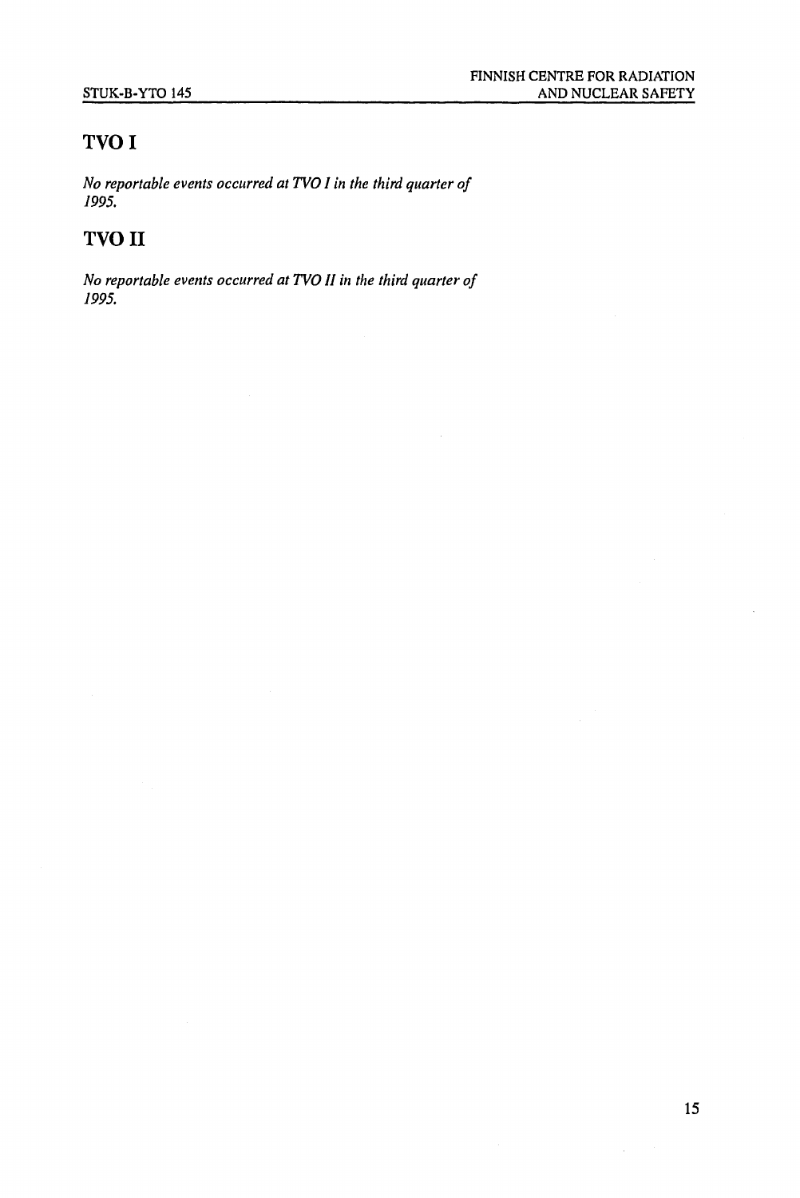## TVO I

*No reportable events occurred at TVO I in the third quarter of 1995.*

## TVO II

*No reportable events occurred at TVO II in the third quarter of 1995.*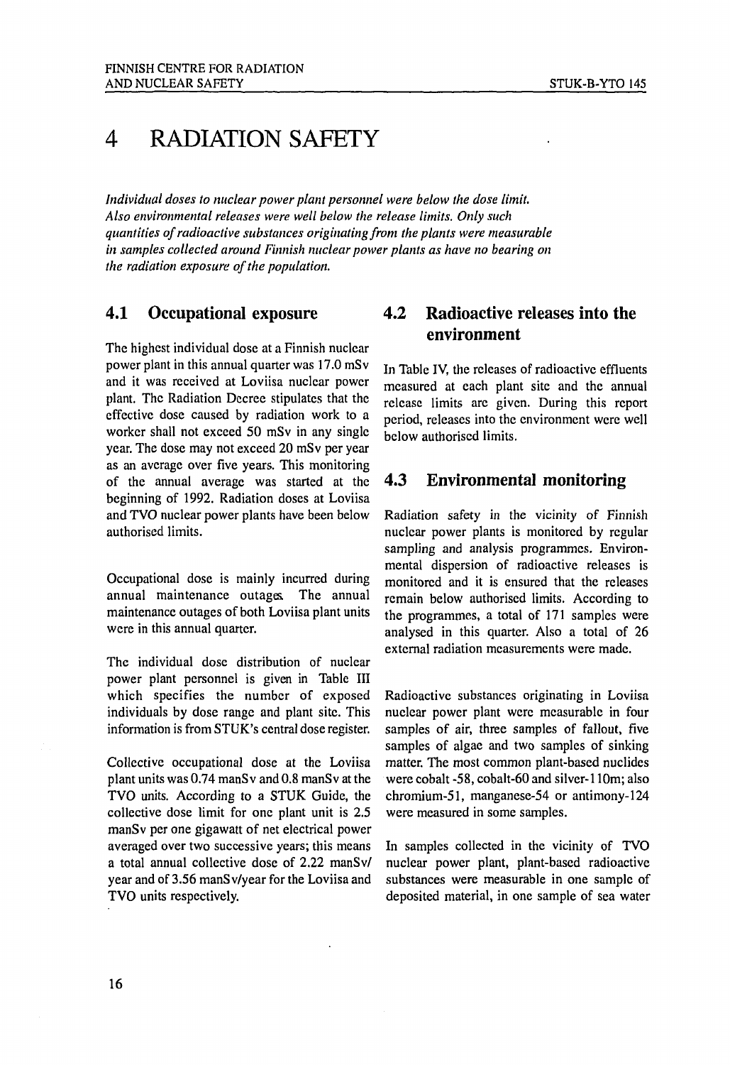# 4 RADIATION SAFETY

*Individual doses to nuclear power plant personnel were below the dose limit. Also environmental releases were well below the release limits. Only such quantities of radioactive substances originating from the plants were measurable in samples collected around Finnish nuclear power plants as have no bearing on the radiation exposure of the population.*

## 4.1 Occupational exposure

The highest individual dose at a Finnish nuclear power plant in this annual quarter was 17.0 mSv and it was received at Loviisa nuclear power plant. The Radiation Decree stipulates that the effective dose caused by radiation work to a worker shall not exceed 50 mSv in any single year. The dose may not exceed 20 mSv per year as an average over five years. This monitoring of the annual average was started at the beginning of 1992. Radiation doses at Loviisa and TVO nuclear power plants have been below authorised limits.

Occupational dose is mainly incurred during annual maintenance outages. The annual maintenance outages of both Loviisa plant units were in this annual quarter.

The individual dose distribution of nuclear power plant personnel is given in Table III which specifies the number of exposed individuals by dose range and plant site. This information is from STUK's central dose register.

Collective occupational dose at the Loviisa plant units was 0.74 manSv and 0.8 manSv at the TVO units. According to a STUK Guide, the collective dose limit for one plant unit is 2.5 manSv per one gigawatt of net electrical power averaged over two successive years; this means a total annual collective dose of 2.22 manSv/year and of 3.56 manSv/year for the Loviisa and TVO units respectively.

## 4.2 Radioactive releases into the environment

In Table IV, the releases of radioactive effluents measured at each plant site and the annual release limits are given. During this report period, releases into the environment were well below authorised limits.

## 4.3 Environmental monitoring

Radiation safety in the vicinity of Finnish nuclear power plants is monitored by regular sampling and analysis programmes. Environmental dispersion of radioactive releases is monitored and it is ensured that the releases remain below authorised limits. According to the programmes, a total of 171 samples were analysed in this quarter. Also a total of 26 external radiation measurements were made.

Radioactive substances originating in Loviisa nuclear power plant were measurable in four samples of air, three samples of fallout, five samples of algae and two samples of sinking matter. The most common plant-based nuclides were cobalt-58, cobalt-60 and silver-110m; also chromium-51, manganese-54 or antimony-124 were measured in some samples.

In samples collected in the vicinity of TVO nuclear power plant, plant-based radioactive substances were measurable in one sample of deposited material, in one sample of sea water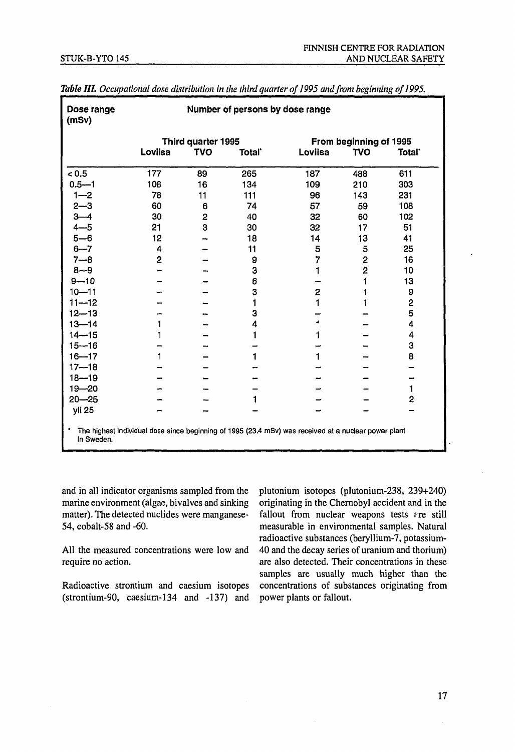*Table III. Occupational dose distribution in the third quarter of 1995 and from beginning of 1995.*

| Dose range (mSv) | Number of persons by dose range | | | | | |
|---|---|---|---|---|---|---|
| | Third quarter 1995 | | | From beginning of 1995 | | |
| | Loviisa | TVO | Total* | Loviisa | TVO | Total* |
| < 0.5 | 177 | 89 | 265 | 187 | 488 | 611 |
| 0.5—1 | 108 | 16 | 134 | 109 | 210 | 303 |
| 1—2 | 78 | 11 | 111 | 96 | 143 | 231 |
| 2—3 | 60 | 6 | 74 | 57 | 59 | 108 |
| 3—4 | 30 | 2 | 40 | 32 | 60 | 102 |
| 4—5 | 21 | 3 | 30 | 32 | 17 | 51 |
| 5—6 | 12 | – | 18 | 14 | 13 | 41 |
| 6—7 | 4 | – | 11 | 5 | 5 | 25 |
| 7—8 | 2 | – | 9 | 7 | 2 | 16 |
| 8—9 | – | – | 3 | 1 | 2 | 10 |
| 9—10 | – | – | 6 | – | 1 | 13 |
| 10—11 | – | – | 3 | 2 | 1 | 9 |
| 11—12 | – | – | 1 | 1 | 1 | 2 |
| 12—13 | – | – | 3 | – | – | 5 |
| 13—14 | 1 | – | 4 | - | – | 4 |
| 14—15 | 1 | – | 1 | 1 | – | 4 |
| 15—16 | – | – | – | – | – | 3 |
| 16—17 | 1 | – | 1 | 1 | – | 8 |
| 17—18 | – | – | – | – | – | – |
| 18—19 | – | – | – | – | – | – |
| 19—20 | – | – | – | – | – | 1 |
| 20—25 | – | – | 1 | – | – | 2 |
| yli 25 | – | – | – | – | – | – |

\* The highest individual dose since beginning of 1995 (23.4 mSv) was received at a nuclear power plant in Sweden.

and in all indicator organisms sampled from the marine environment (algae, bivalves and sinking matter). The detected nuclides were manganese-54, cobalt-58 and -60.

All the measured concentrations were low and require no action.

Radioactive strontium and caesium isotopes (strontium-90, caesium-134 and -137) and plutonium isotopes (plutonium-238, 239+240) originating in the Chernobyl accident and in the fallout from nuclear weapons tests are still measurable in environmental samples. Natural radioactive substances (beryllium-7, potassium-40 and the decay series of uranium and thorium) are also detected. Their concentrations in these samples are usually much higher than the concentrations of substances originating from power plants or fallout.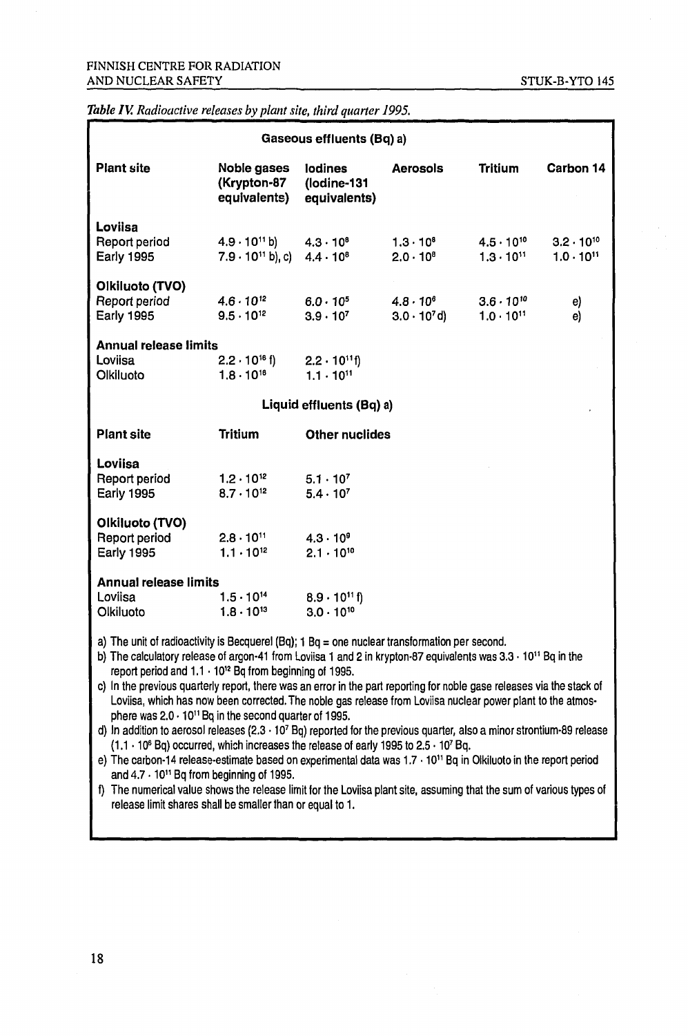*Table IV. Radioactive releases by plant site, third quarter 1995.*

**Gaseous effluents (Bq) a)**

| Plant site | Noble gases (Krypton-87 equivalents) | Iodines (Iodine-131 equivalents) | Aerosols | Tritium | Carbon 14 |
|---|---|---|---|---|---|
| **Loviisa** | | | | | |
| Report period | $4.9 \cdot 10^{11}$ b) | $4.3 \cdot 10^{8}$ | $1.3 \cdot 10^{8}$ | $4.5 \cdot 10^{10}$ | $3.2 \cdot 10^{10}$ |
| Early 1995 | $7.9 \cdot 10^{11}$ b), c) | $4.4 \cdot 10^{8}$ | $2.0 \cdot 10^{8}$ | $1.3 \cdot 10^{11}$ | $1.0 \cdot 10^{11}$ |
| **Olkiluoto (TVO)** | | | | | |
| Report period | $4.6 \cdot 10^{12}$ | $6.0 \cdot 10^{5}$ | $4.8 \cdot 10^{6}$ | $3.6 \cdot 10^{10}$ | e) |
| Early 1995 | $9.5 \cdot 10^{12}$ | $3.9 \cdot 10^{7}$ | $3.0 \cdot 10^{7}$ d) | $1.0 \cdot 10^{11}$ | e) |
| **Annual release limits** | | | | | |
| Loviisa | $2.2 \cdot 10^{16}$ f) | $2.2 \cdot 10^{11}$ f) | | | |
| Olkiluoto | $1.8 \cdot 10^{16}$ | $1.1 \cdot 10^{11}$ | | | |

**Liquid effluents (Bq) a)**

| Plant site | Tritium | Other nuclides |
|---|---|---|
| **Loviisa** | | |
| Report period | $1.2 \cdot 10^{12}$ | $5.1 \cdot 10^{7}$ |
| Early 1995 | $8.7 \cdot 10^{12}$ | $5.4 \cdot 10^{7}$ |
| **Olkiluoto (TVO)** | | |
| Report period | $2.8 \cdot 10^{11}$ | $4.3 \cdot 10^{9}$ |
| Early 1995 | $1.1 \cdot 10^{12}$ | $2.1 \cdot 10^{10}$ |
| **Annual release limits** | | |
| Loviisa | $1.5 \cdot 10^{14}$ | $8.9 \cdot 10^{11}$ f) |
| Olkiluoto | $1.8 \cdot 10^{13}$ | $3.0 \cdot 10^{10}$ |

a) The unit of radioactivity is Becquerel (Bq); 1 Bq = one nuclear transformation per second.

b) The calculatory release of argon-41 from Loviisa 1 and 2 in krypton-87 equivalents was $3.3 \cdot 10^{11}$ Bq in the report period and $1.1 \cdot 10^{12}$ Bq from beginning of 1995.

c) In the previous quarterly report, there was an error in the part reporting for noble gase releases via the stack of Loviisa, which has now been corrected. The noble gas release from Loviisa nuclear power plant to the atmosphere was $2.0 \cdot 10^{11}$ Bq in the second quarter of 1995.

d) In addition to aerosol releases ($2.3 \cdot 10^{7}$ Bq) reported for the previous quarter, also a minor strontium-89 release ($1.1 \cdot 10^{6}$ Bq) occurred, which increases the release of early 1995 to $2.5 \cdot 10^{7}$ Bq.

e) The carbon-14 release-estimate based on experimental data was $1.7 \cdot 10^{11}$ Bq in Olkiluoto in the report period and $4.7 \cdot 10^{11}$ Bq from beginning of 1995.

f) The numerical value shows the release limit for the Loviisa plant site, assuming that the sum of various types of release limit shares shall be smaller than or equal to 1.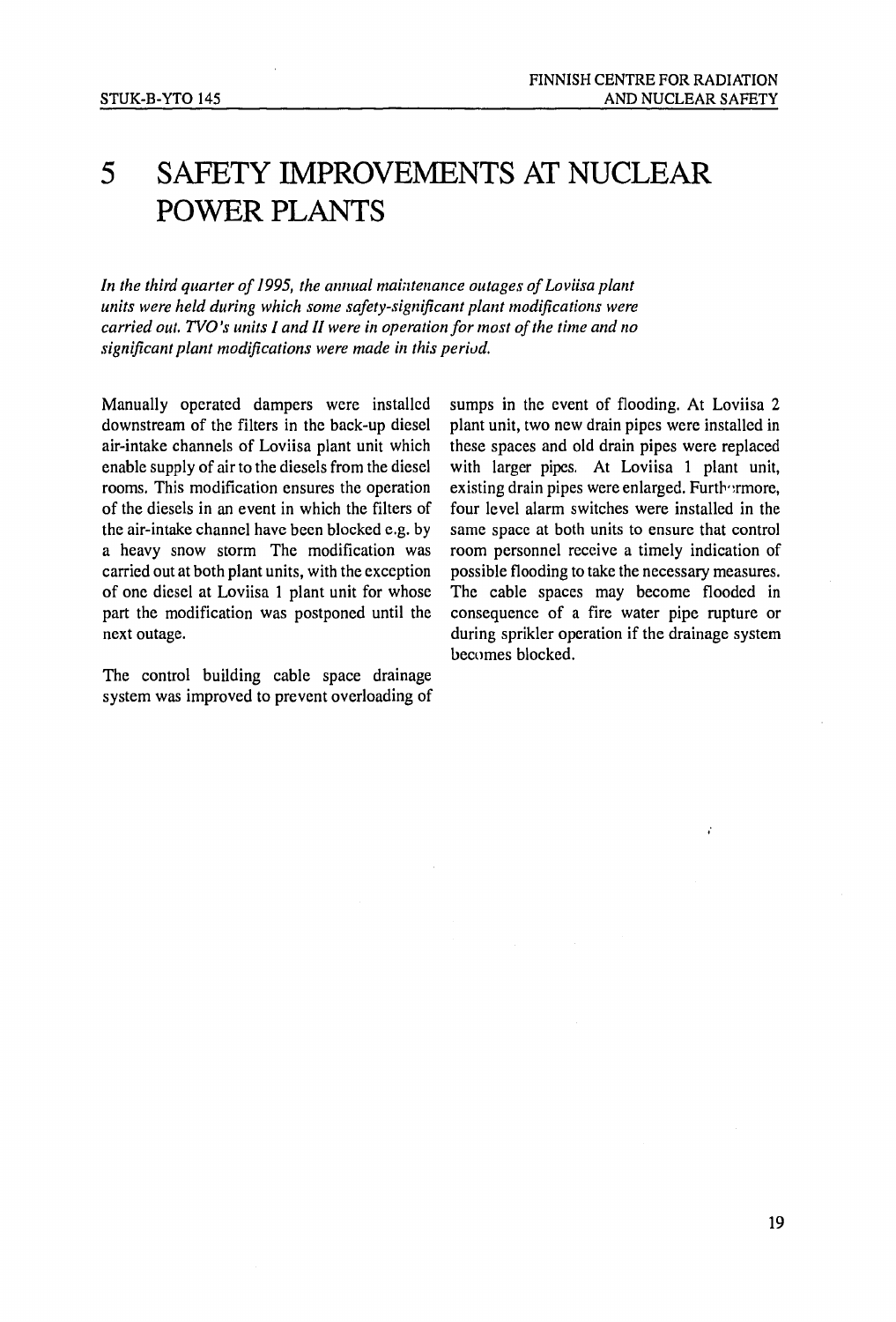# 5 SAFETY IMPROVEMENTS AT NUCLEAR POWER PLANTS

*In the third quarter of 1995, the annual maintenance outages of Loviisa plant units were held during which some safety-significant plant modifications were carried out. TVO's units I and II were in operation for most of the time and no significant plant modifications were made in this period.*

Manually operated dampers were installed downstream of the filters in the back-up diesel air-intake channels of Loviisa plant unit which enable supply of air to the diesels from the diesel rooms. This modification ensures the operation of the diesels in an event in which the filters of the air-intake channel have been blocked e.g. by a heavy snow storm The modification was carried out at both plant units, with the exception of one diesel at Loviisa 1 plant unit for whose part the modification was postponed until the next outage.

The control building cable space drainage system was improved to prevent overloading of sumps in the event of flooding. At Loviisa 2 plant unit, two new drain pipes were installed in these spaces and old drain pipes were replaced with larger pipes. At Loviisa 1 plant unit, existing drain pipes were enlarged. Furthermore, four level alarm switches were installed in the same space at both units to ensure that control room personnel receive a timely indication of possible flooding to take the necessary measures. The cable spaces may become flooded in consequence of a fire water pipe rupture or during sprikler operation if the drainage system becomes blocked.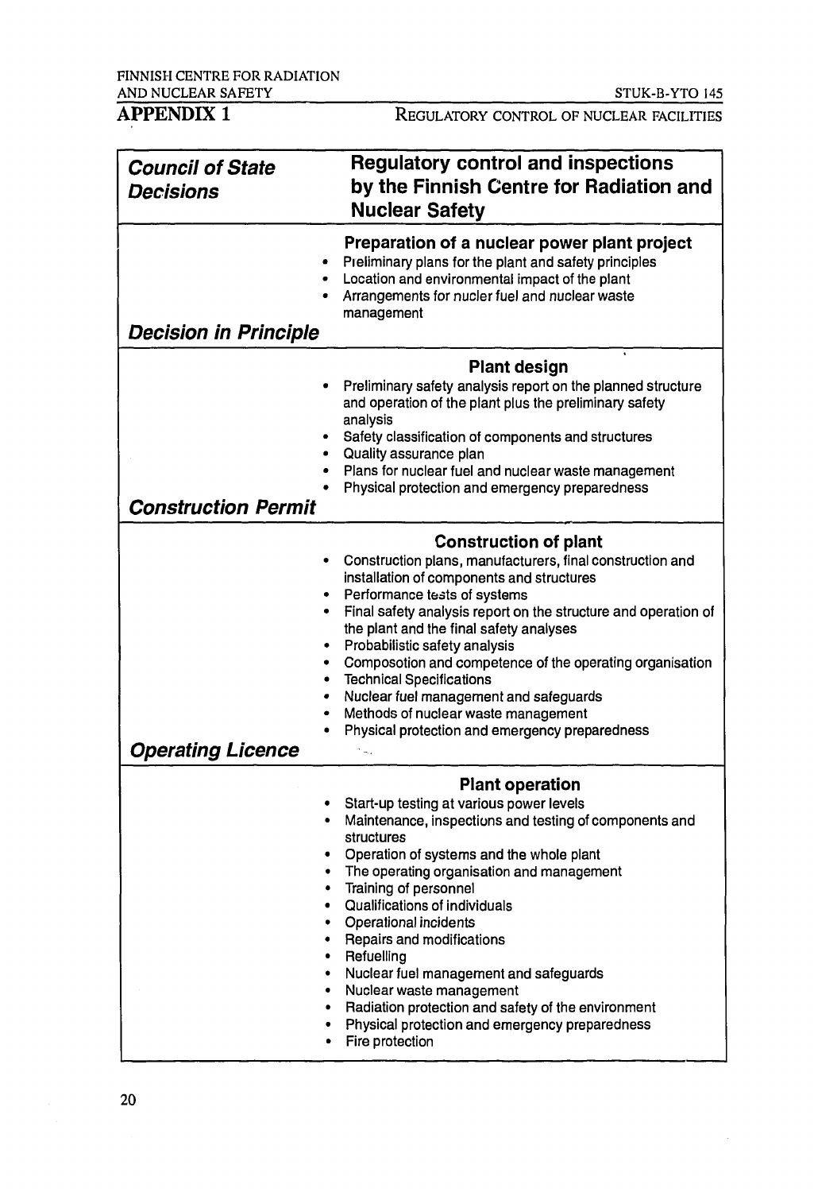# APPENDIX 1

| *Council of State Decisions* | **Regulatory control and inspections by the Finnish Centre for Radiation and Nuclear Safety** |
|---|---|
| ***Decision in Principle*** | **Preparation of a nuclear power plant project**<br>• Preliminary plans for the plant and safety principles<br>• Location and environmental impact of the plant<br>• Arrangements for nucler fuel and nuclear waste management |
| ***Construction Permit*** | **Plant design**<br>• Preliminary safety analysis report on the planned structure and operation of the plant plus the preliminary safety analysis<br>• Safety classification of components and structures<br>• Quality assurance plan<br>• Plans for nuclear fuel and nuclear waste management<br>• Physical protection and emergency preparedness |
| ***Operating Licence*** | **Construction of plant**<br>• Construction plans, manufacturers, final construction and installation of components and structures<br>• Performance tests of systems<br>• Final safety analysis report on the structure and operation of the plant and the final safety analyses<br>• Probabilistic safety analysis<br>• Composotion and competence of the operating organisation<br>• Technical Specifications<br>• Nuclear fuel management and safeguards<br>• Methods of nuclear waste management<br>• Physical protection and emergency preparedness |
| | **Plant operation**<br>• Start-up testing at various power levels<br>• Maintenance, inspections and testing of components and structures<br>• Operation of systems and the whole plant<br>• The operating organisation and management<br>• Training of personnel<br>• Qualifications of individuals<br>• Operational incidents<br>• Repairs and modifications<br>• Refuelling<br>• Nuclear fuel management and safeguards<br>• Nuclear waste management<br>• Radiation protection and safety of the environment<br>• Physical protection and emergency preparedness<br>• Fire protection |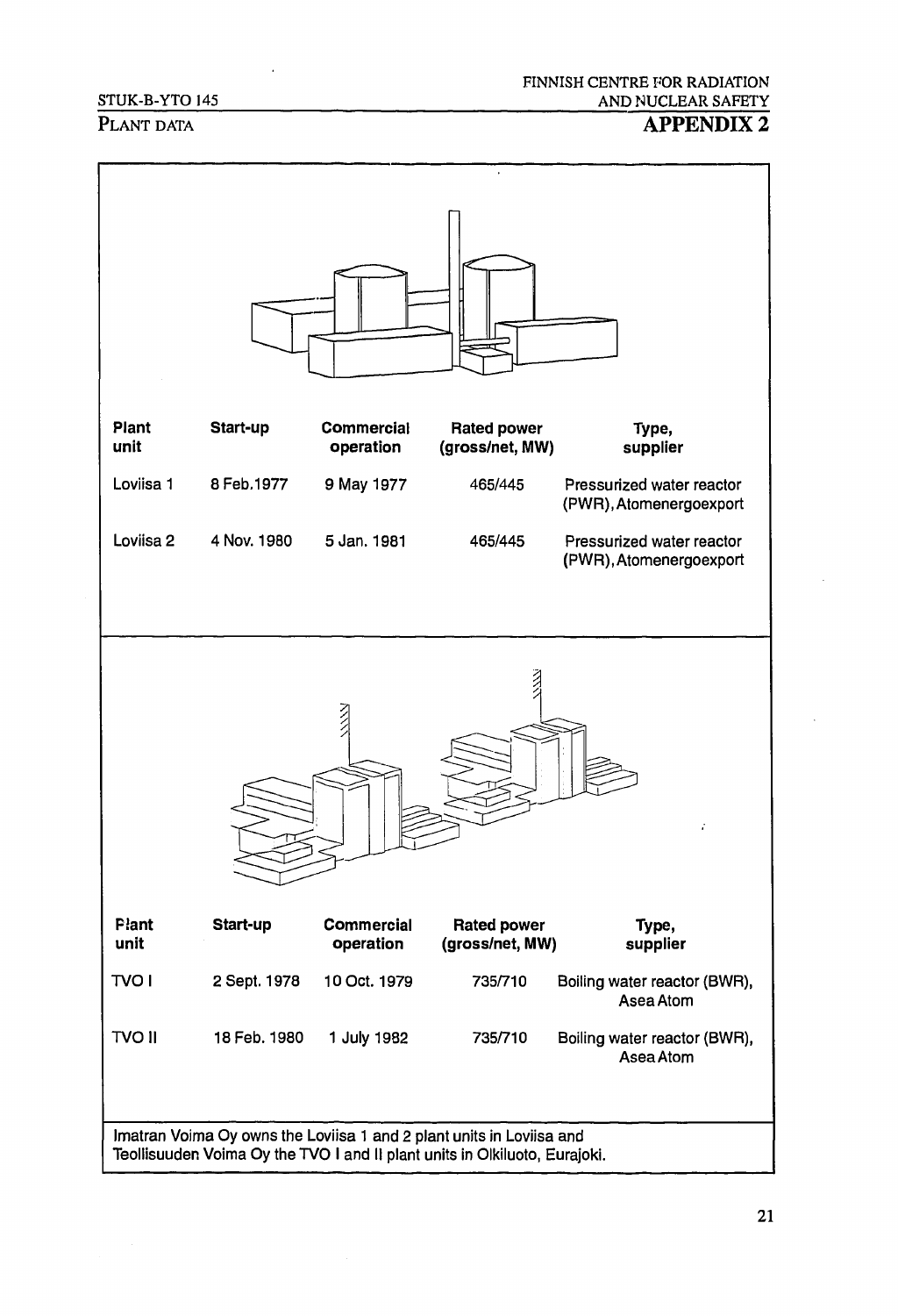# APPENDIX 2

## Plant data

| Plant unit | Start-up | Commercial operation | Rated power (gross/net, MW) | Type, supplier |
| --- | --- | --- | --- | --- |
| Loviisa 1 | 8 Feb.1977 | 9 May 1977 | 465/445 | Pressurized water reactor (PWR), Atomenergoexport |
| Loviisa 2 | 4 Nov. 1980 | 5 Jan. 1981 | 465/445 | Pressurized water reactor (PWR), Atomenergoexport |

| Plant unit | Start-up | Commercial operation | Rated power (gross/net, MW) | Type, supplier |
| --- | --- | --- | --- | --- |
| TVO I | 2 Sept. 1978 | 10 Oct. 1979 | 735/710 | Boiling water reactor (BWR), Asea Atom |
| TVO II | 18 Feb. 1980 | 1 July 1982 | 735/710 | Boiling water reactor (BWR), Asea Atom |

Imatran Voima Oy owns the Loviisa 1 and 2 plant units in Loviisa and Teollisuuden Voima Oy the TVO I and II plant units in Olkiluoto, Eurajoki.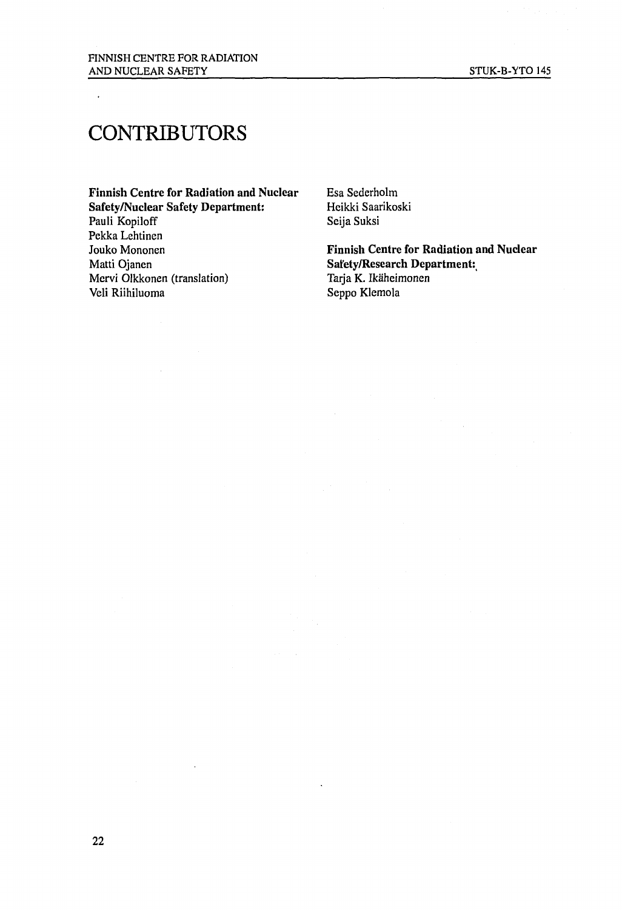# CONTRIBUTORS

**Finnish Centre for Radiation and Nuclear Safety/Nuclear Safety Department:**
Pauli Kopiloff
Pekka Lehtinen
Jouko Mononen
Matti Ojanen
Mervi Olkkonen (translation)
Veli Riihiluoma
Esa Sederholm
Heikki Saarikoski
Seija Suksi

**Finnish Centre for Radiation and Nuclear Safety/Research Department:**
Tarja K. Ikäheimonen
Seppo Klemola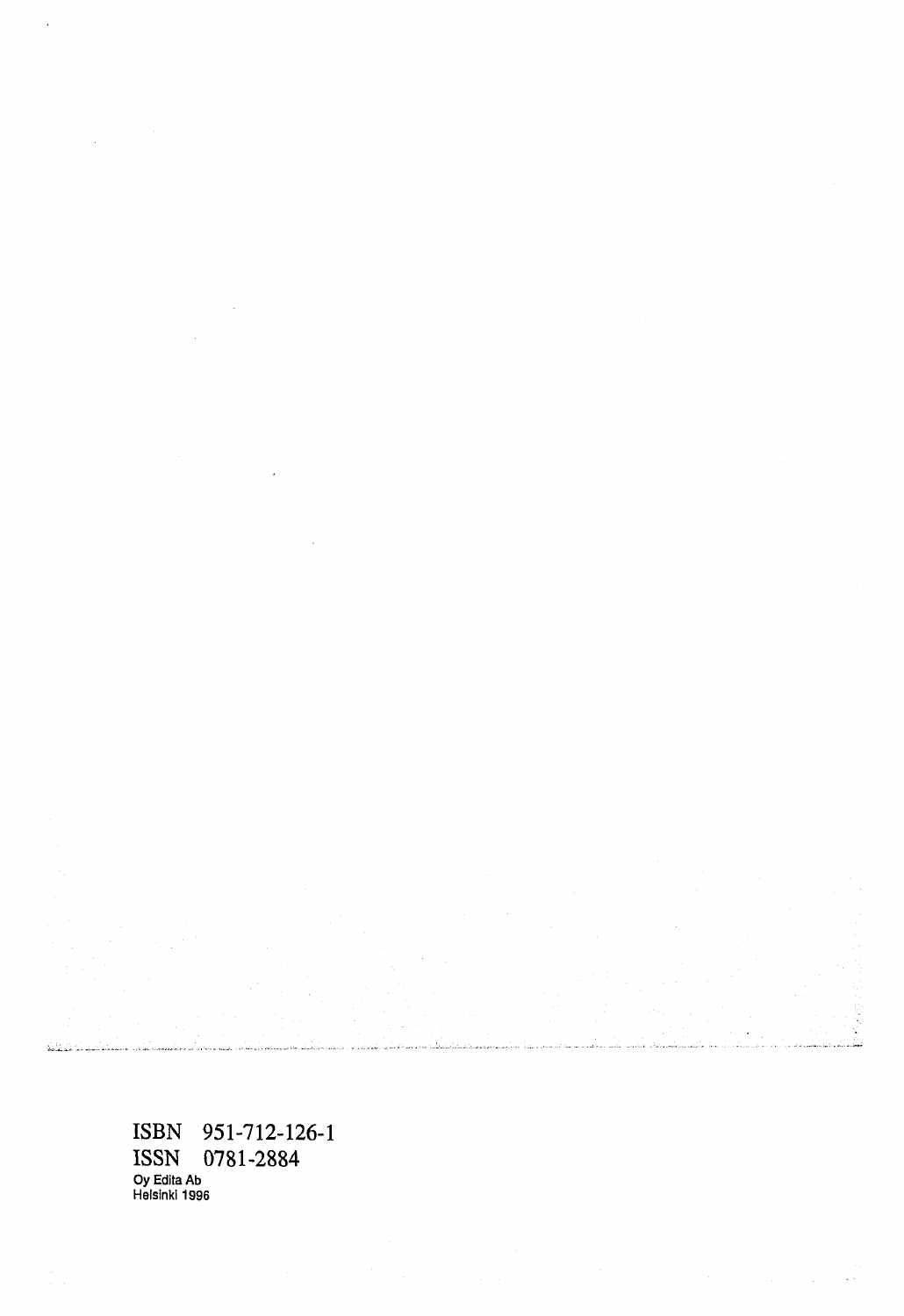ISBN 951-712-126-1
ISSN 0781-2884
Oy Edita Ab
Helsinki 1996